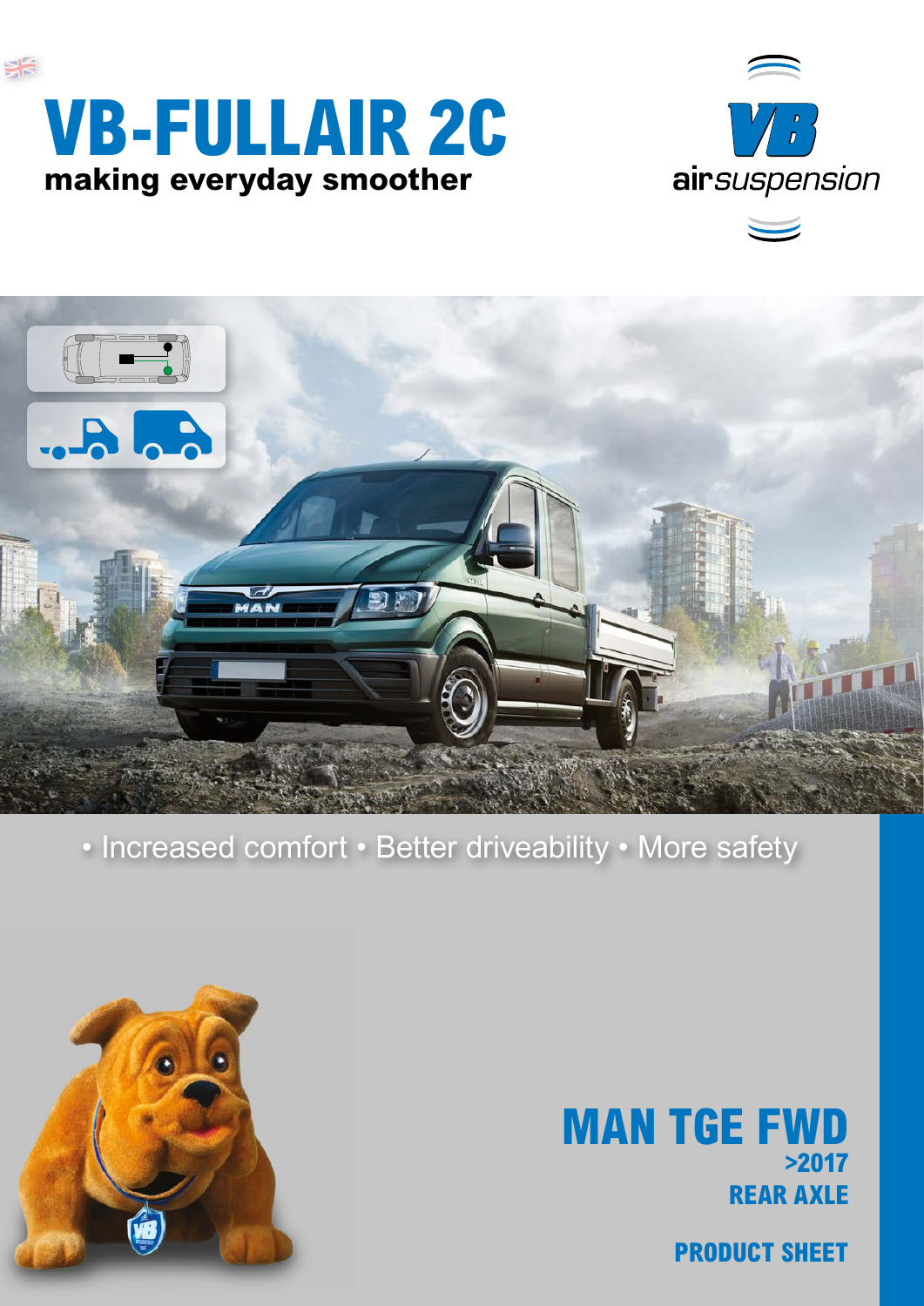# VB-FULLAIR 2C

**making everyday smoother**

VB airsuspension

• Increased comfort • Better driveability • More safety

## MAN TGE FWD

**>2017**

**REAR AXLE**

**PRODUCT SHEET**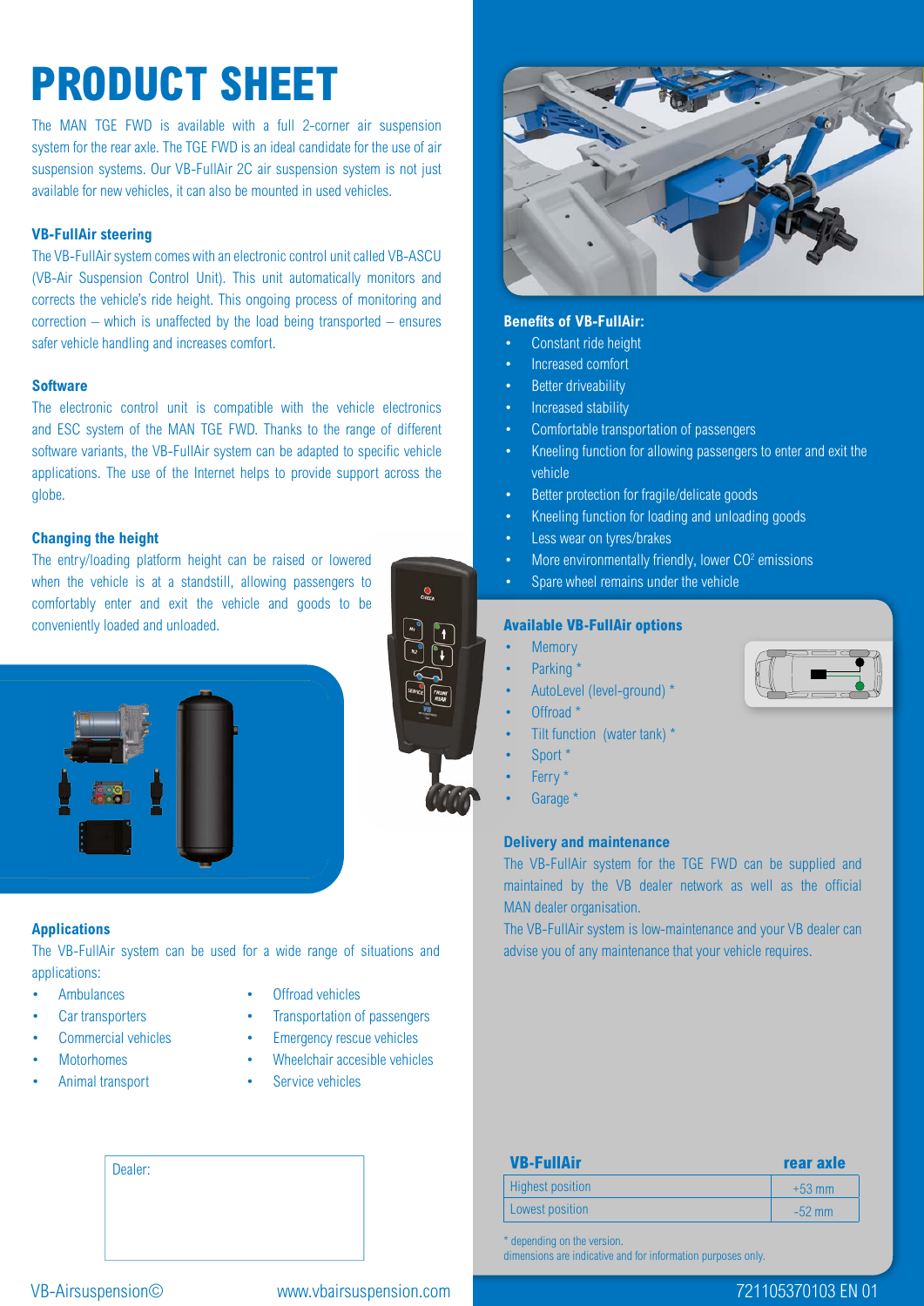# PRODUCT SHEET

The MAN TGE FWD is available with a full 2-corner air suspension system for the rear axle. The TGE FWD is an ideal candidate for the use of air suspension systems. Our VB-FullAir 2C air suspension system is not just available for new vehicles, it can also be mounted in used vehicles.

### VB-FullAir steering

The VB-FullAir system comes with an electronic control unit called VB-ASCU (VB-Air Suspension Control Unit). This unit automatically monitors and corrects the vehicle's ride height. This ongoing process of monitoring and correction – which is unaffected by the load being transported – ensures safer vehicle handling and increases comfort.

### Software

The electronic control unit is compatible with the vehicle electronics and ESC system of the MAN TGE FWD. Thanks to the range of different software variants, the VB-FullAir system can be adapted to specific vehicle applications. The use of the Internet helps to provide support across the globe.

### Changing the height

The entry/loading platform height can be raised or lowered when the vehicle is at a standstill, allowing passengers to comfortably enter and exit the vehicle and goods to be conveniently loaded and unloaded.

### Applications

The VB-FullAir system can be used for a wide range of situations and applications:

- Ambulances
- Car transporters
- Commercial vehicles
- Motorhomes
- Animal transport
- Offroad vehicles
- Transportation of passengers
- Emergency rescue vehicles
- Wheelchair accesible vehicles
- Service vehicles

Dealer:

### Benefits of VB-FullAir:

- Constant ride height
- Increased comfort
- Better driveability
- Increased stability
- Comfortable transportation of passengers
- Kneeling function for allowing passengers to enter and exit the vehicle
- Better protection for fragile/delicate goods
- Kneeling function for loading and unloading goods
- Less wear on tyres/brakes
- More environmentally friendly, lower $CO^2$ emissions
- Spare wheel remains under the vehicle

### Available VB-FullAir options

- Memory
- Parking *
- AutoLevel (level-ground) *
- Offroad *
- Tilt function (water tank) *
- Sport *
- Ferry *
- Garage *

### Delivery and maintenance

The VB-FullAir system for the TGE FWD can be supplied and maintained by the VB dealer network as well as the official MAN dealer organisation.

The VB-FullAir system is low-maintenance and your VB dealer can advise you of any maintenance that your vehicle requires.

| VB-FullAir | rear axle |
|---|---|
| Highest position | +53 mm |
| Lowest position | -52 mm |

\* depending on the version.
dimensions are indicative and for information purposes only.

VB-Airsuspension© www.vbairsuspension.com 721105370103 EN 01